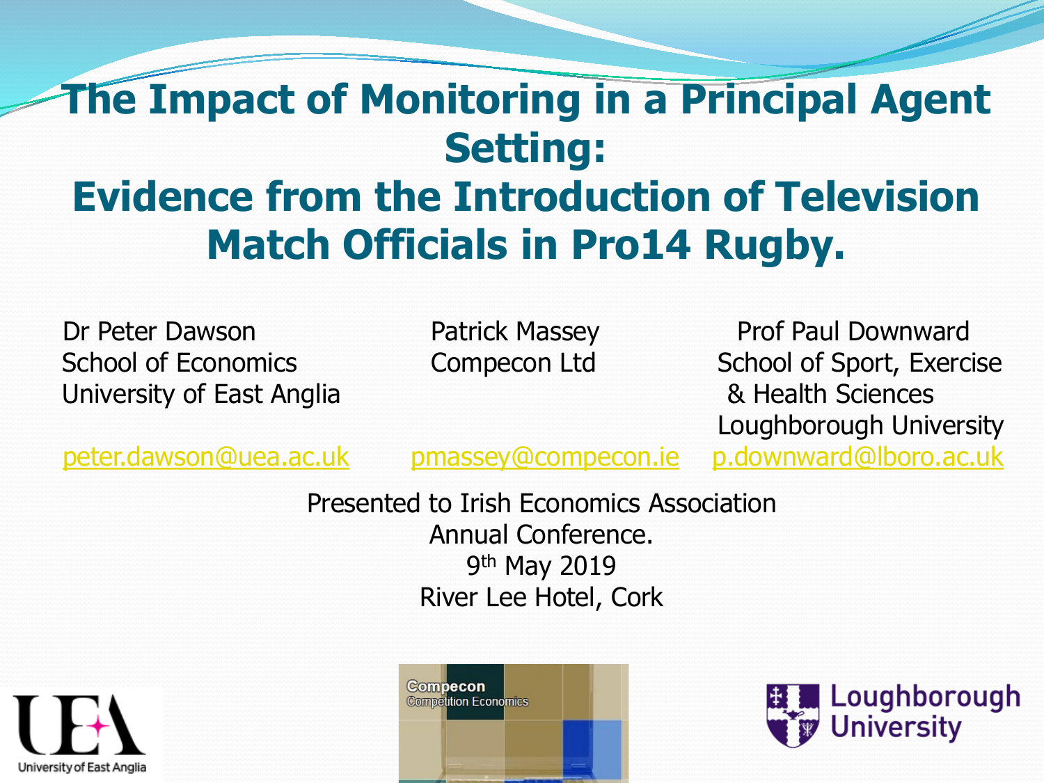# The Impact of Monitoring in a Principal Agent Setting: Evidence from the Introduction of Television Match Officials in Pro14 Rugby.

Dr Peter Dawson
School of Economics
University of East Anglia
peter.dawson@uea.ac.uk

Patrick Massey
Compecon Ltd
pmassey@compecon.ie

Prof Paul Downward
School of Sport, Exercise & Health Sciences
Loughborough University
p.downward@lboro.ac.uk

Presented to Irish Economics Association Annual Conference.
9th May 2019
River Lee Hotel, Cork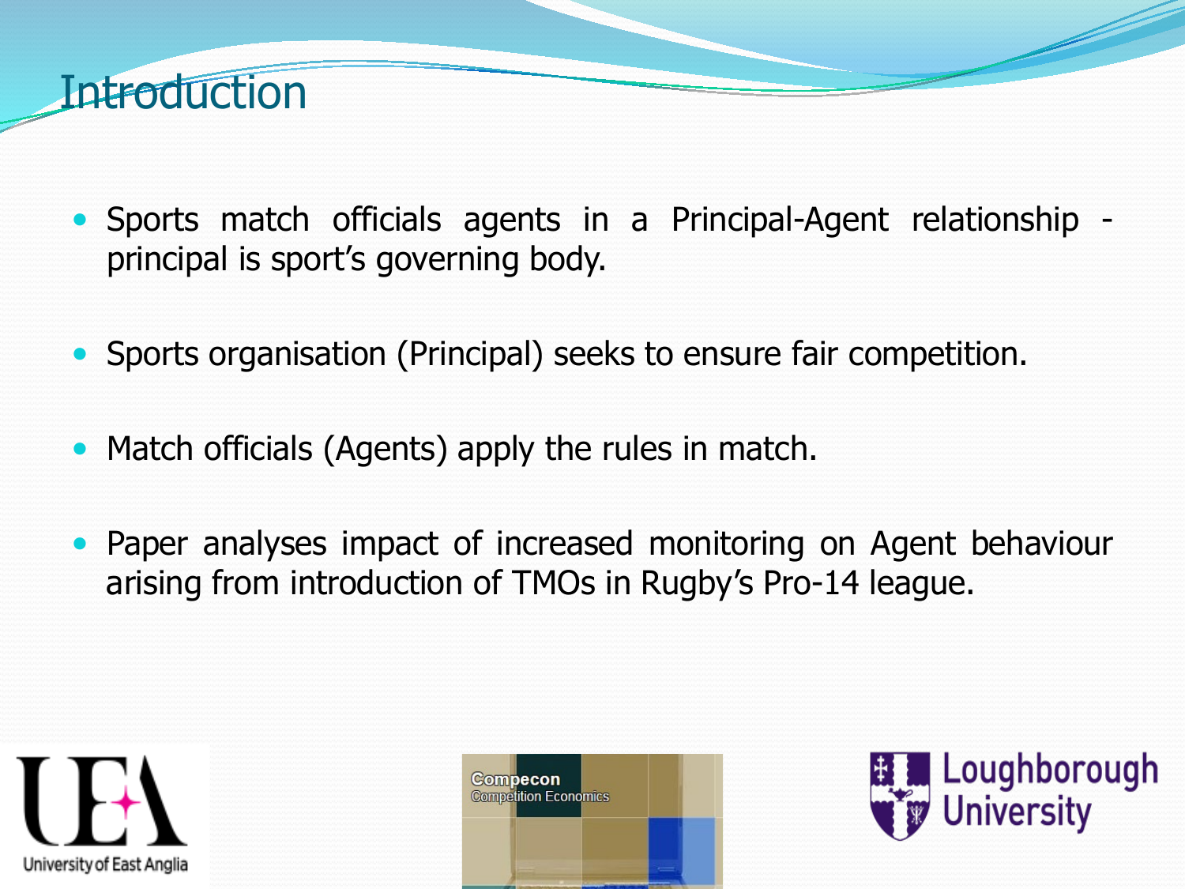# Introduction

- Sports match officials agents in a Principal-Agent relationship - principal is sport's governing body.
- Sports organisation (Principal) seeks to ensure fair competition.
- Match officials (Agents) apply the rules in match.
- Paper analyses impact of increased monitoring on Agent behaviour arising from introduction of TMOs in Rugby's Pro-14 league.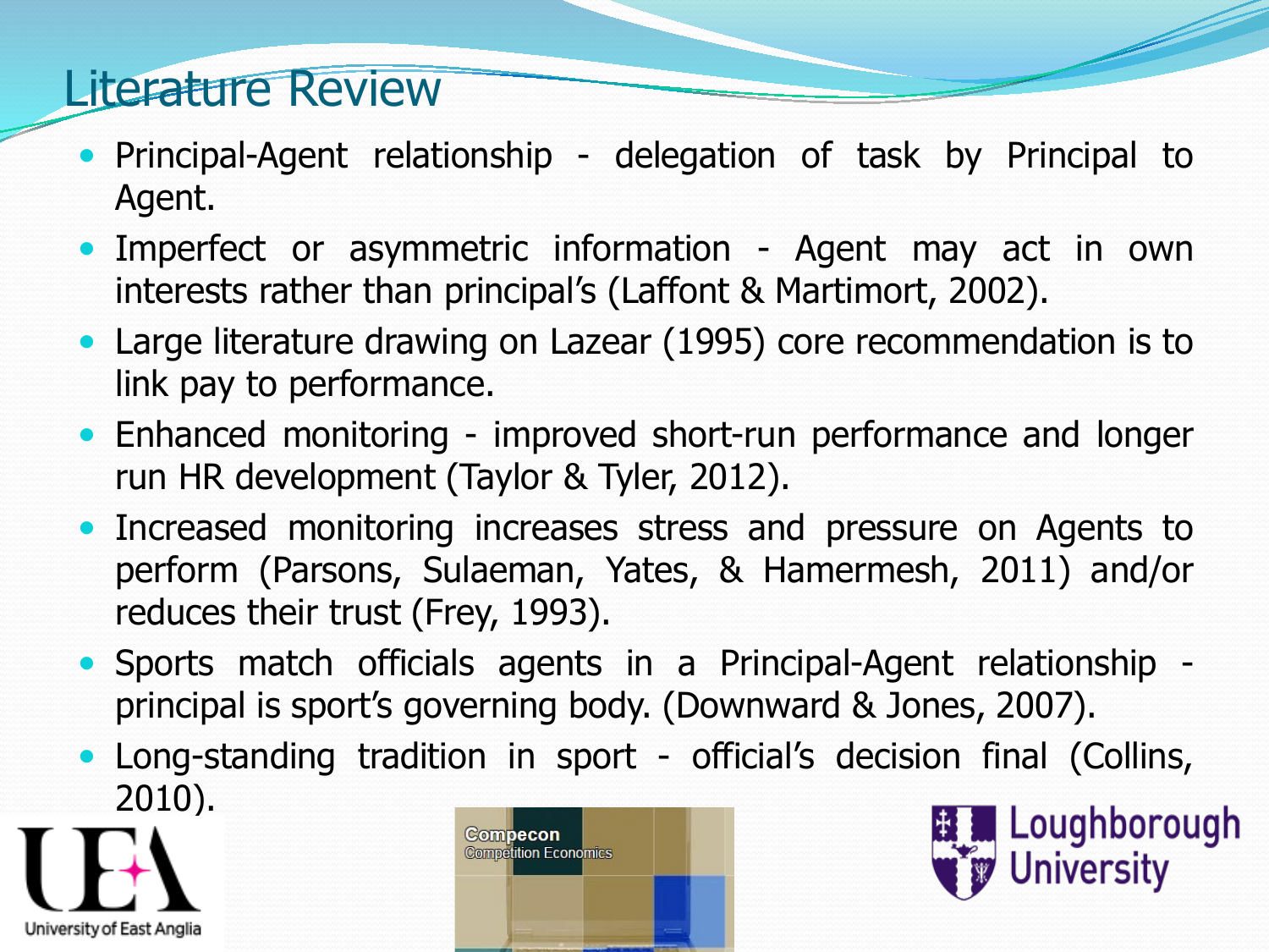# Literature Review

- Principal-Agent relationship - delegation of task by Principal to Agent.
- Imperfect or asymmetric information - Agent may act in own interests rather than principal's (Laffont & Martimort, 2002).
- Large literature drawing on Lazear (1995) core recommendation is to link pay to performance.
- Enhanced monitoring - improved short-run performance and longer run HR development (Taylor & Tyler, 2012).
- Increased monitoring increases stress and pressure on Agents to perform (Parsons, Sulaeman, Yates, & Hamermesh, 2011) and/or reduces their trust (Frey, 1993).
- Sports match officials agents in a Principal-Agent relationship - principal is sport's governing body. (Downward & Jones, 2007).
- Long-standing tradition in sport - official's decision final (Collins, 2010).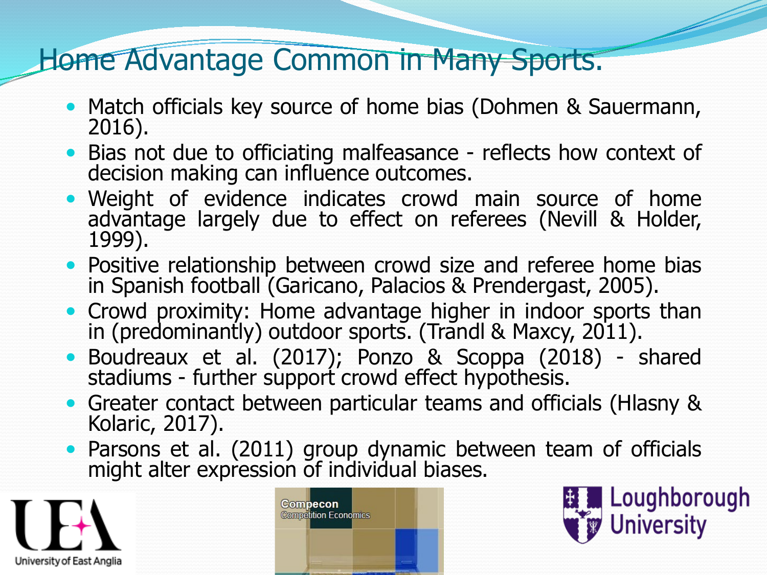# Home Advantage Common in Many Sports.

- Match officials key source of home bias (Dohmen & Sauermann, 2016).
- Bias not due to officiating malfeasance - reflects how context of decision making can influence outcomes.
- Weight of evidence indicates crowd main source of home advantage largely due to effect on referees (Nevill & Holder, 1999).
- Positive relationship between crowd size and referee home bias in Spanish football (Garicano, Palacios & Prendergast, 2005).
- Crowd proximity: Home advantage higher in indoor sports than in (predominantly) outdoor sports. (Trandl & Maxcy, 2011).
- Boudreaux et al. (2017); Ponzo & Scoppa (2018) - shared stadiums - further support crowd effect hypothesis.
- Greater contact between particular teams and officials (Hlasny & Kolaric, 2017).
- Parsons et al. (2011) group dynamic between team of officials might alter expression of individual biases.

University of East Anglia

Compecon
Competition Economics

Loughborough University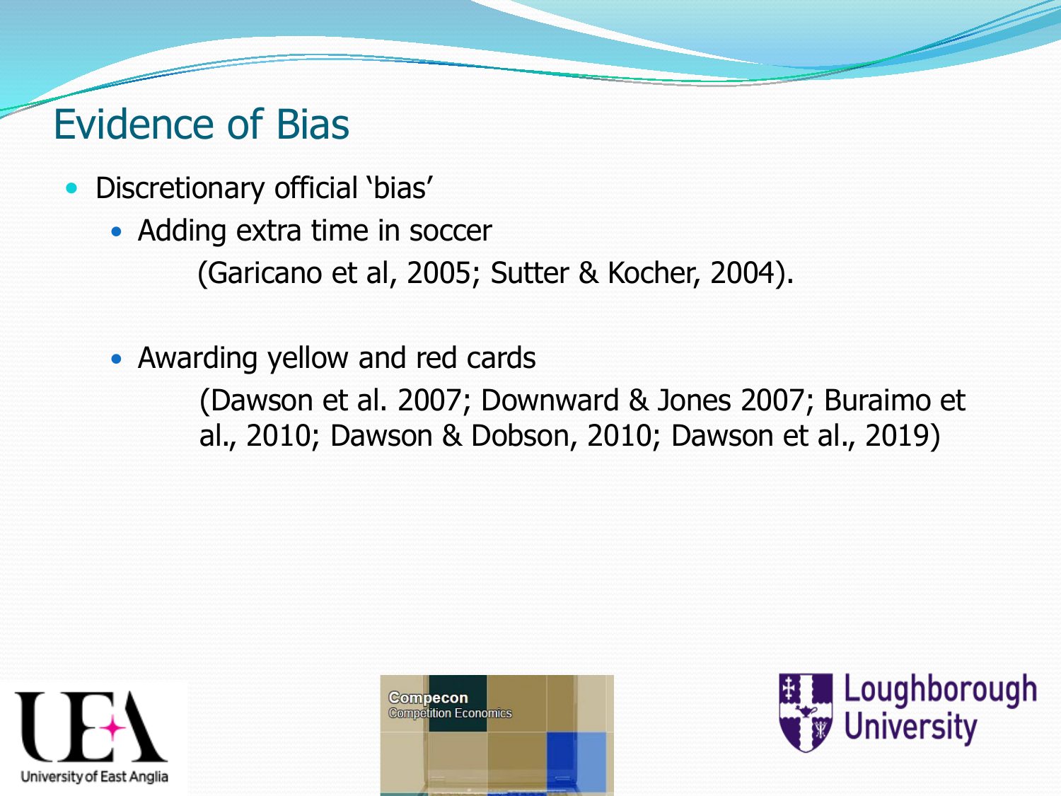# Evidence of Bias

- Discretionary official 'bias'
  - Adding extra time in soccer

    (Garicano et al, 2005; Sutter & Kocher, 2004).

  - Awarding yellow and red cards

    (Dawson et al. 2007; Downward & Jones 2007; Buraimo et al., 2010; Dawson & Dobson, 2010; Dawson et al., 2019)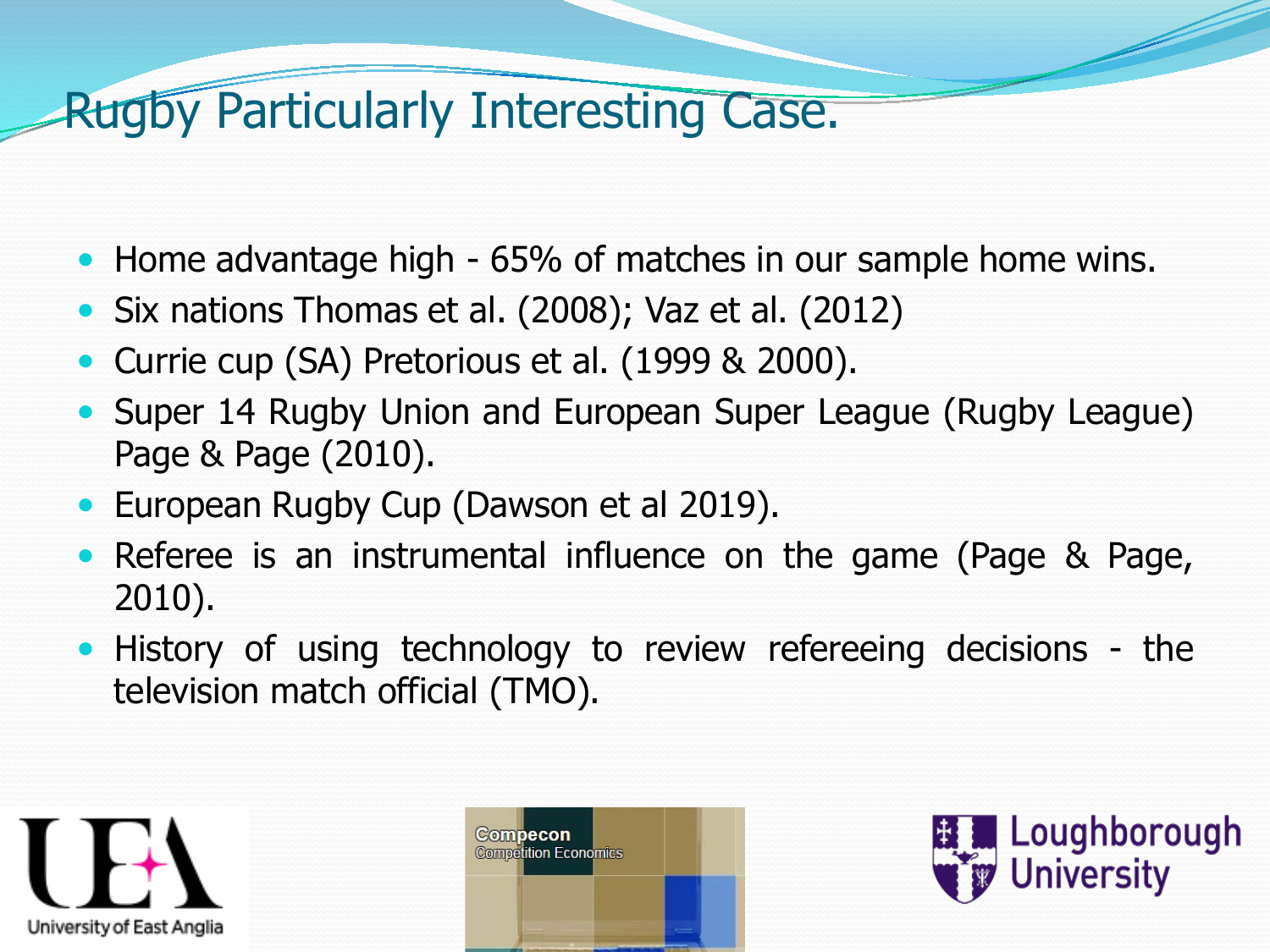# Rugby Particularly Interesting Case.

- Home advantage high - 65% of matches in our sample home wins.
- Six nations Thomas et al. (2008); Vaz et al. (2012)
- Currie cup (SA) Pretorious et al. (1999 & 2000).
- Super 14 Rugby Union and European Super League (Rugby League) Page & Page (2010).
- European Rugby Cup (Dawson et al 2019).
- Referee is an instrumental influence on the game (Page & Page, 2010).
- History of using technology to review refereeing decisions - the television match official (TMO).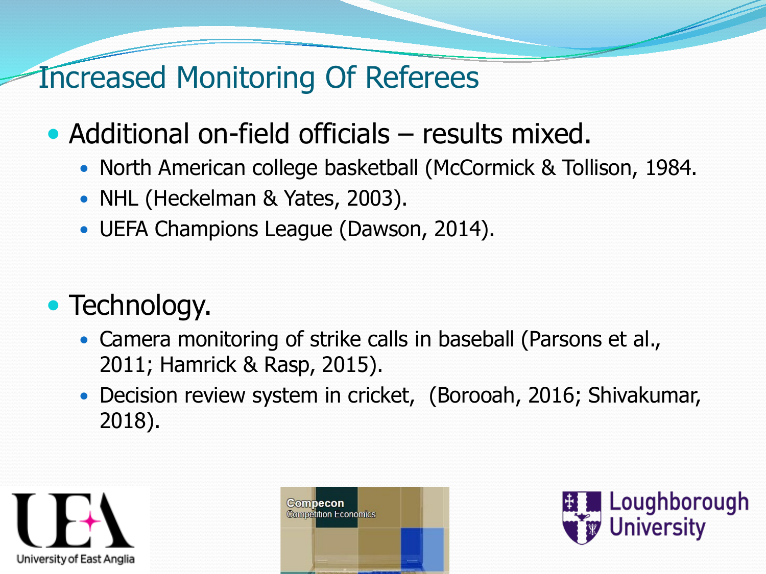# Increased Monitoring Of Referees

- Additional on-field officials – results mixed.
  - North American college basketball (McCormick & Tollison, 1984.
  - NHL (Heckelman & Yates, 2003).
  - UEFA Champions League (Dawson, 2014).

- Technology.
  - Camera monitoring of strike calls in baseball (Parsons et al., 2011; Hamrick & Rasp, 2015).
  - Decision review system in cricket, (Borooah, 2016; Shivakumar, 2018).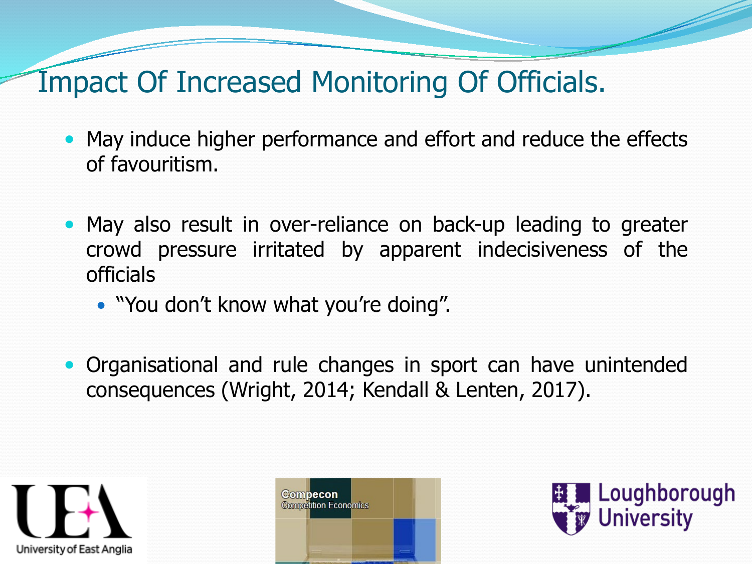# Impact Of Increased Monitoring Of Officials.

- May induce higher performance and effort and reduce the effects of favouritism.
- May also result in over-reliance on back-up leading to greater crowd pressure irritated by apparent indecisiveness of the officials
  - "You don't know what you're doing".
- Organisational and rule changes in sport can have unintended consequences (Wright, 2014; Kendall & Lenten, 2017).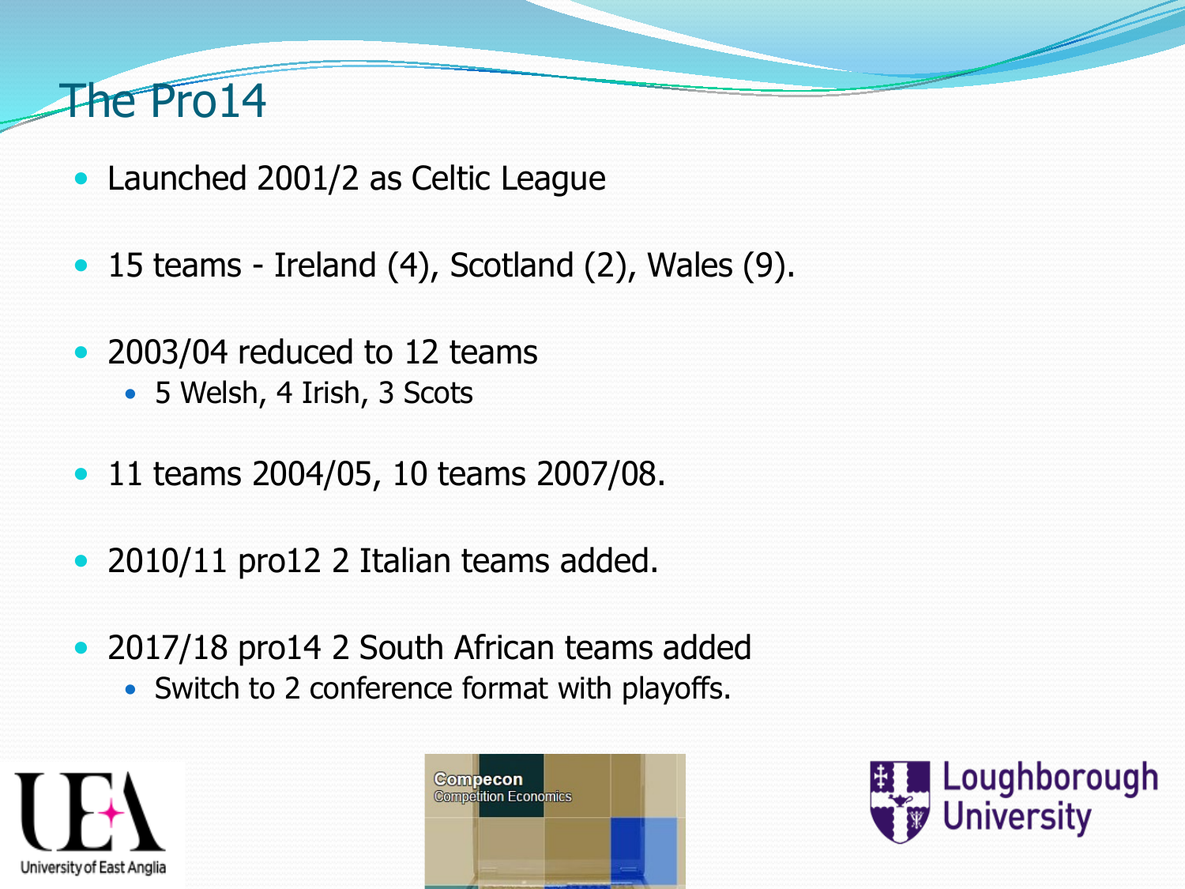# The Pro14

- Launched 2001/2 as Celtic League
- 15 teams - Ireland (4), Scotland (2), Wales (9).
- 2003/04 reduced to 12 teams
  - 5 Welsh, 4 Irish, 3 Scots
- 11 teams 2004/05, 10 teams 2007/08.
- 2010/11 pro12 2 Italian teams added.
- 2017/18 pro14 2 South African teams added
  - Switch to 2 conference format with playoffs.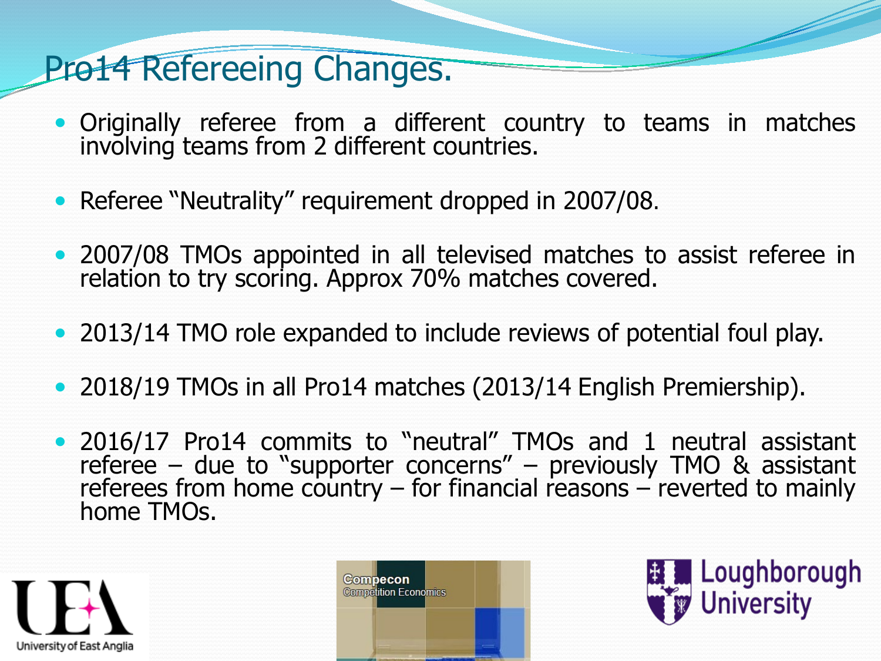# Pro14 Refereeing Changes.

- Originally referee from a different country to teams in matches involving teams from 2 different countries.
- Referee "Neutrality" requirement dropped in 2007/08.
- 2007/08 TMOs appointed in all televised matches to assist referee in relation to try scoring. Approx 70% matches covered.
- 2013/14 TMO role expanded to include reviews of potential foul play.
- 2018/19 TMOs in all Pro14 matches (2013/14 English Premiership).
- 2016/17 Pro14 commits to "neutral" TMOs and 1 neutral assistant referee – due to "supporter concerns" – previously TMO & assistant referees from home country – for financial reasons – reverted to mainly home TMOs.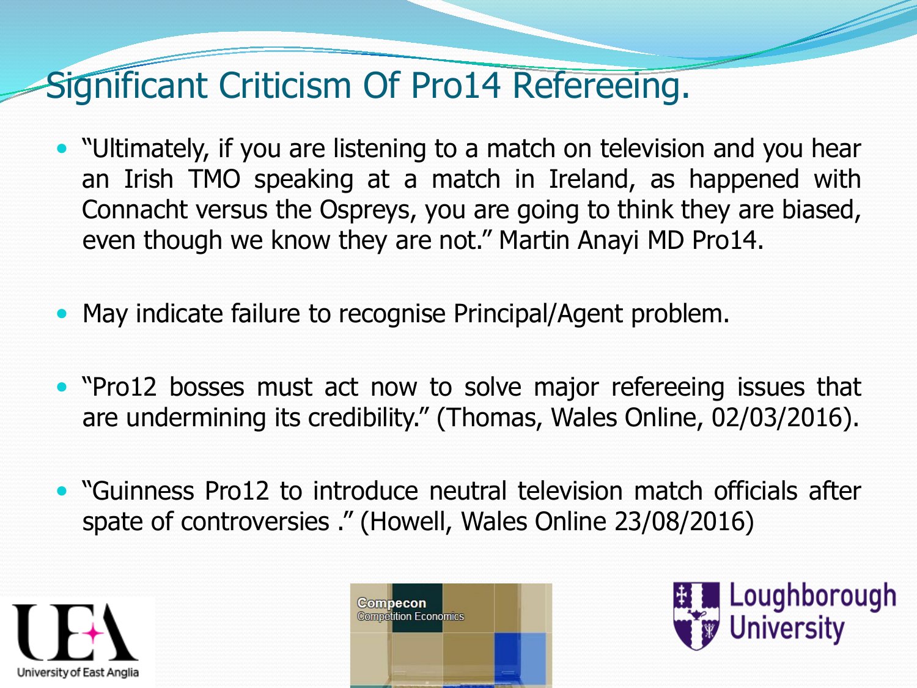# Significant Criticism Of Pro14 Refereeing.

- "Ultimately, if you are listening to a match on television and you hear an Irish TMO speaking at a match in Ireland, as happened with Connacht versus the Ospreys, you are going to think they are biased, even though we know they are not." Martin Anayi MD Pro14.

- May indicate failure to recognise Principal/Agent problem.

- "Pro12 bosses must act now to solve major refereeing issues that are undermining its credibility." (Thomas, Wales Online, 02/03/2016).

- "Guinness Pro12 to introduce neutral television match officials after spate of controversies ." (Howell, Wales Online 23/08/2016)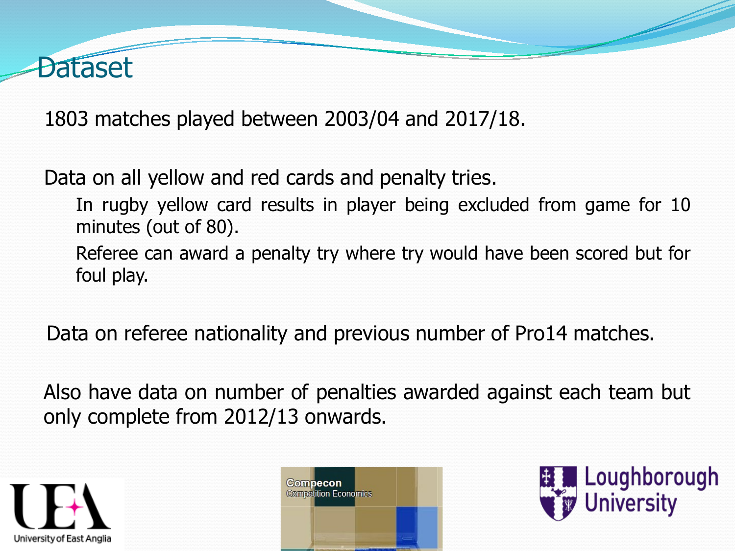# Dataset

1803 matches played between 2003/04 and 2017/18.

Data on all yellow and red cards and penalty tries.

- In rugby yellow card results in player being excluded from game for 10 minutes (out of 80).
- Referee can award a penalty try where try would have been scored but for foul play.

Data on referee nationality and previous number of Pro14 matches.

Also have data on number of penalties awarded against each team but only complete from 2012/13 onwards.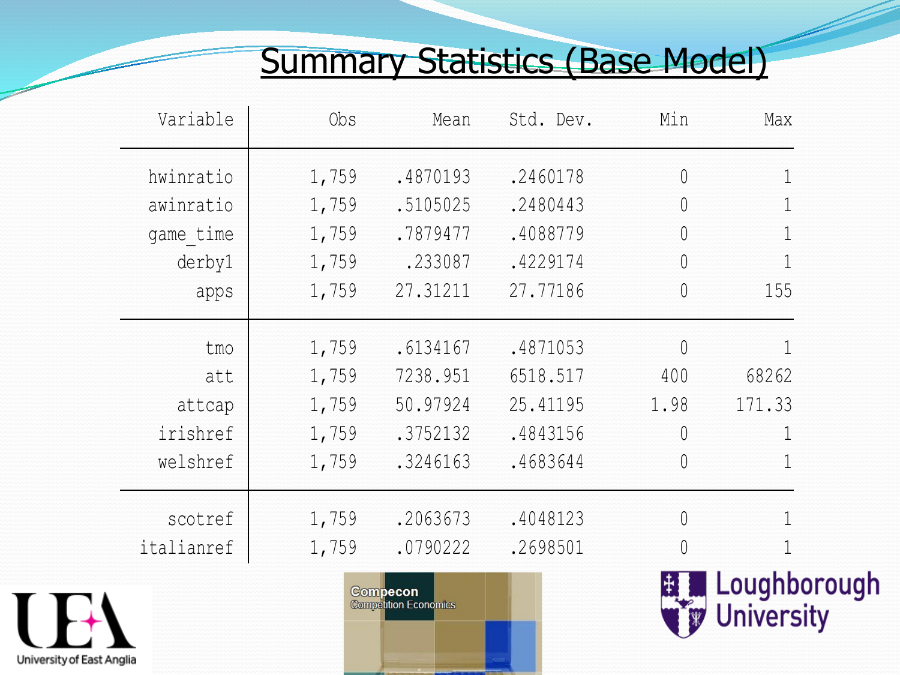# Summary Statistics (Base Model)

| Variable | Obs | Mean | Std. Dev. | Min | Max |
|---|---|---|---|---|---|
| hwinratio | 1,759 | .4870193 | .2460178 | 0 | 1 |
| awinratio | 1,759 | .5105025 | .2480443 | 0 | 1 |
| game_time | 1,759 | .7879477 | .4088779 | 0 | 1 |
| derby1 | 1,759 | .233087 | .4229174 | 0 | 1 |
| apps | 1,759 | 27.31211 | 27.77186 | 0 | 155 |
| tmo | 1,759 | .6134167 | .4871053 | 0 | 1 |
| att | 1,759 | 7238.951 | 6518.517 | 400 | 68262 |
| attcap | 1,759 | 50.97924 | 25.41195 | 1.98 | 171.33 |
| irishref | 1,759 | .3752132 | .4843156 | 0 | 1 |
| welshref | 1,759 | .3246163 | .4683644 | 0 | 1 |
| scotref | 1,759 | .2063673 | .4048123 | 0 | 1 |
| italianref | 1,759 | .0790222 | .2698501 | 0 | 1 |

University of East Anglia

Compecon Competition Economics

Loughborough University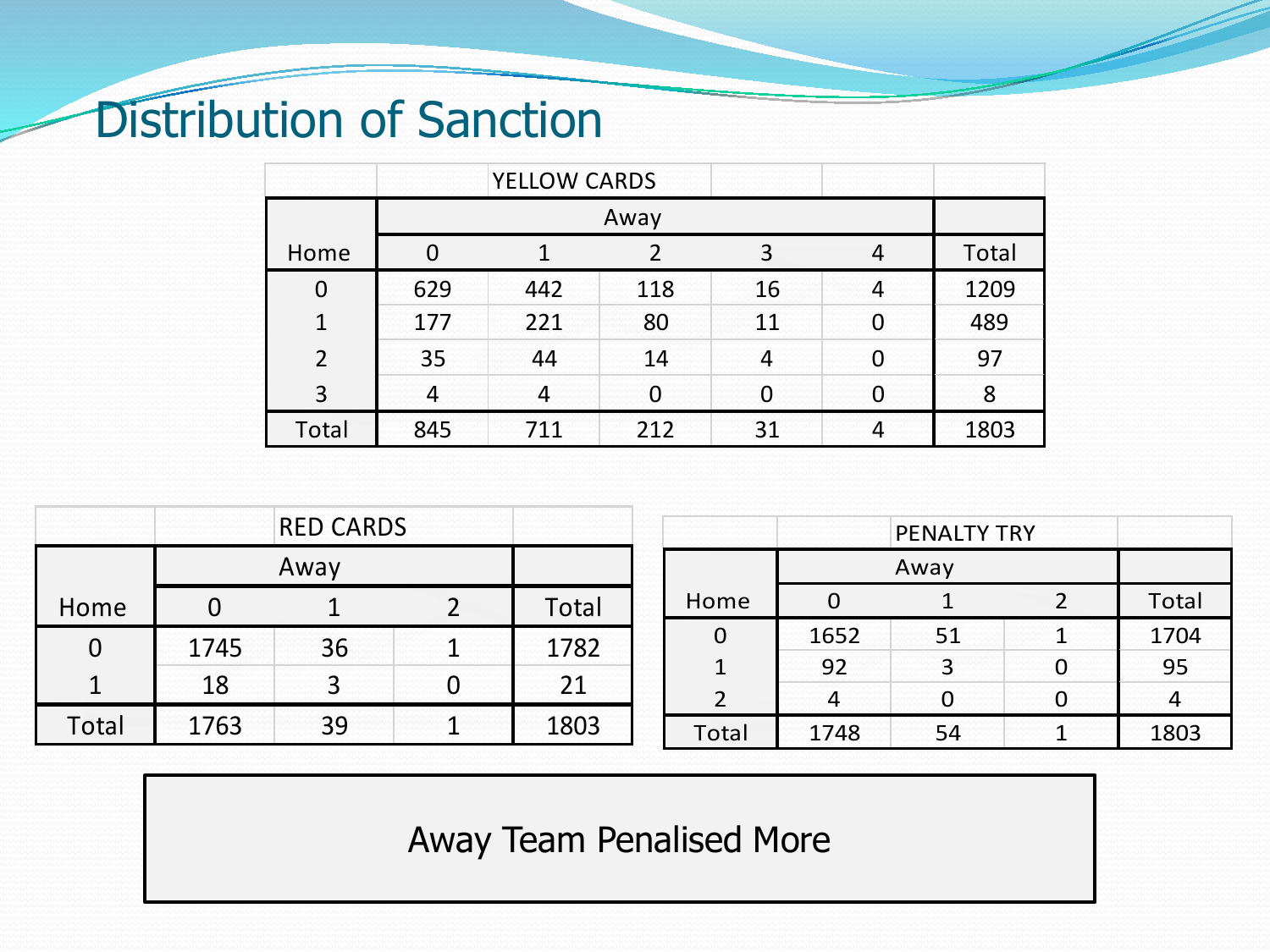# Distribution of Sanction

**YELLOW CARDS**

| Home | Away | | | | | Total |
|---|---|---|---|---|---|---|
| | 0 | 1 | 2 | 3 | 4 | |
| 0 | 629 | 442 | 118 | 16 | 4 | 1209 |
| 1 | 177 | 221 | 80 | 11 | 0 | 489 |
| 2 | 35 | 44 | 14 | 4 | 0 | 97 |
| 3 | 4 | 4 | 0 | 0 | 0 | 8 |
| Total | 845 | 711 | 212 | 31 | 4 | 1803 |

**RED CARDS**

| Home | Away | | | Total |
|---|---|---|---|---|
| | 0 | 1 | 2 | |
| 0 | 1745 | 36 | 1 | 1782 |
| 1 | 18 | 3 | 0 | 21 |
| Total | 1763 | 39 | 1 | 1803 |

**PENALTY TRY**

| Home | Away | | | Total |
|---|---|---|---|---|
| | 0 | 1 | 2 | |
| 0 | 1652 | 51 | 1 | 1704 |
| 1 | 92 | 3 | 0 | 95 |
| 2 | 4 | 0 | 0 | 4 |
| Total | 1748 | 54 | 1 | 1803 |

Away Team Penalised More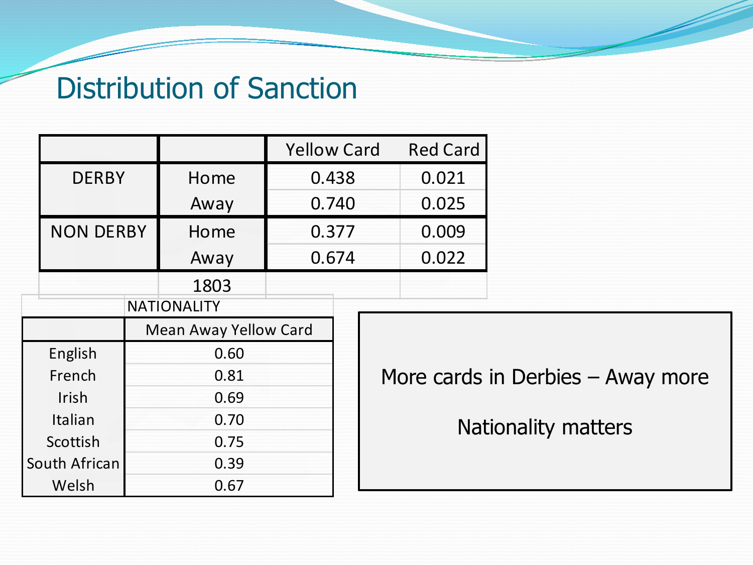# Distribution of Sanction

| | | Yellow Card | Red Card |
|---|---|---|---|
| DERBY | Home | 0.438 | 0.021 |
| | Away | 0.740 | 0.025 |
| NON DERBY | Home | 0.377 | 0.009 |
| | Away | 0.674 | 0.022 |
| | 1803 | | |

| NATIONALITY | Mean Away Yellow Card |
|---|---|
| English | 0.60 |
| French | 0.81 |
| Irish | 0.69 |
| Italian | 0.70 |
| Scottish | 0.75 |
| South African | 0.39 |
| Welsh | 0.67 |

More cards in Derbies – Away more

Nationality matters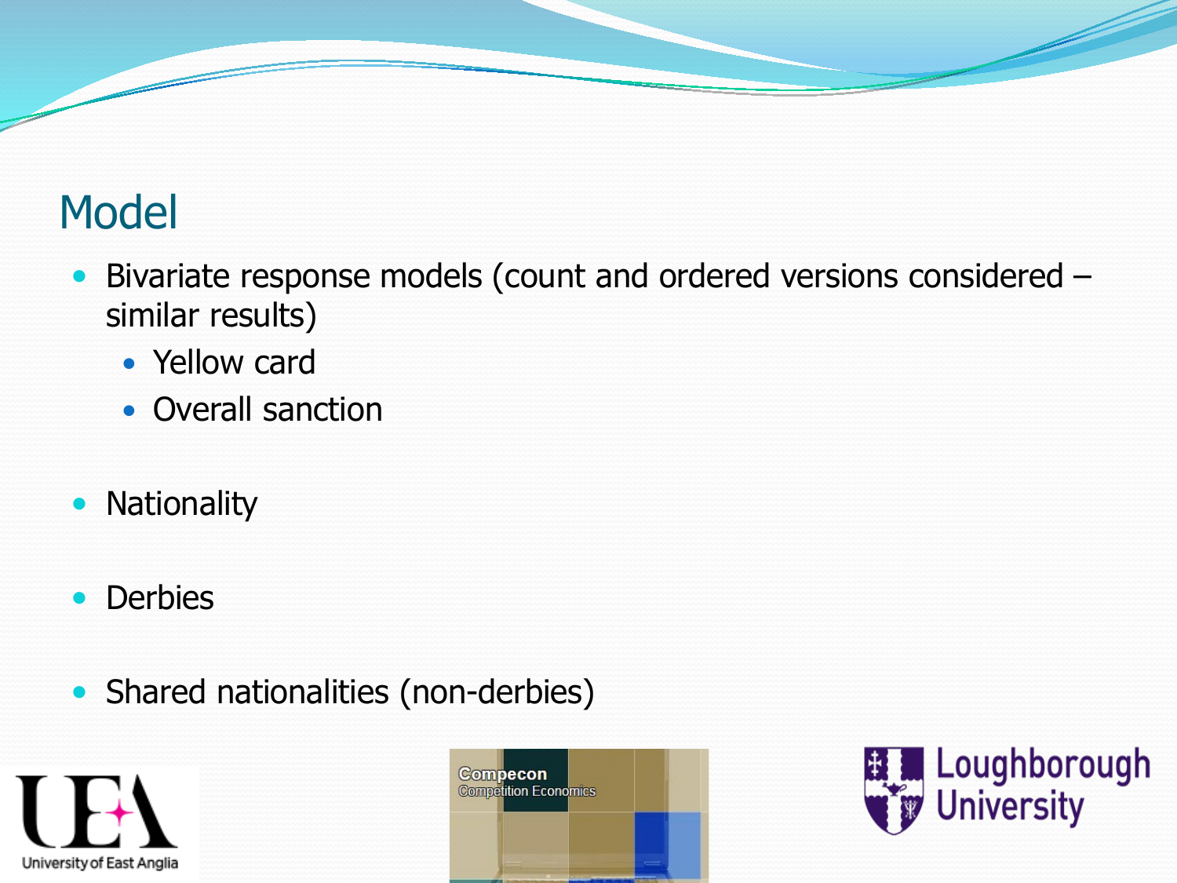# Model

- Bivariate response models (count and ordered versions considered – similar results)
  - Yellow card
  - Overall sanction
- Nationality
- Derbies
- Shared nationalities (non-derbies)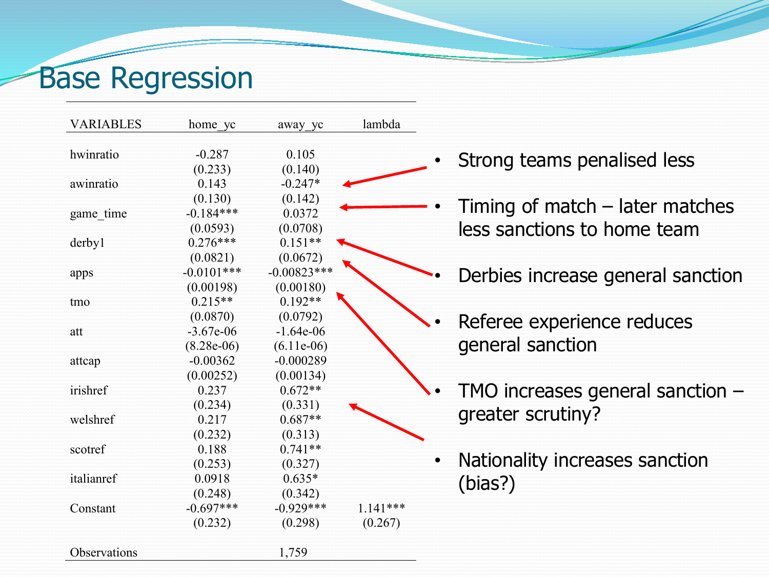# Base Regression

| VARIABLES | home_yc | away_yc | lambda |
|---|---|---|---|
| hwinratio | -0.287 | 0.105 | |
| | (0.233) | (0.140) | |
| awinratio | 0.143 | -0.247* | |
| | (0.130) | (0.142) | |
| game_time | -0.184*** | 0.0372 | |
| | (0.0593) | (0.0708) | |
| derby1 | 0.276*** | 0.151** | |
| | (0.0821) | (0.0672) | |
| apps | -0.0101*** | -0.00823*** | |
| | (0.00198) | (0.00180) | |
| tmo | 0.215** | 0.192** | |
| | (0.0870) | (0.0792) | |
| att | -3.67e-06 | -1.64e-06 | |
| | (8.28e-06) | (6.11e-06) | |
| attcap | -0.00362 | -0.000289 | |
| | (0.00252) | (0.00134) | |
| irishref | 0.237 | 0.672** | |
| | (0.234) | (0.331) | |
| welshref | 0.217 | 0.687** | |
| | (0.232) | (0.313) | |
| scotref | 0.188 | 0.741** | |
| | (0.253) | (0.327) | |
| italianref | 0.0918 | 0.635* | |
| | (0.248) | (0.342) | |
| Constant | -0.697*** | -0.929*** | 1.141*** |
| | (0.232) | (0.298) | (0.267) |
| Observations | | 1,759 | |

- Strong teams penalised less
- Timing of match – later matches less sanctions to home team
- Derbies increase general sanction
- Referee experience reduces general sanction
- TMO increases general sanction – greater scrutiny?
- Nationality increases sanction (bias?)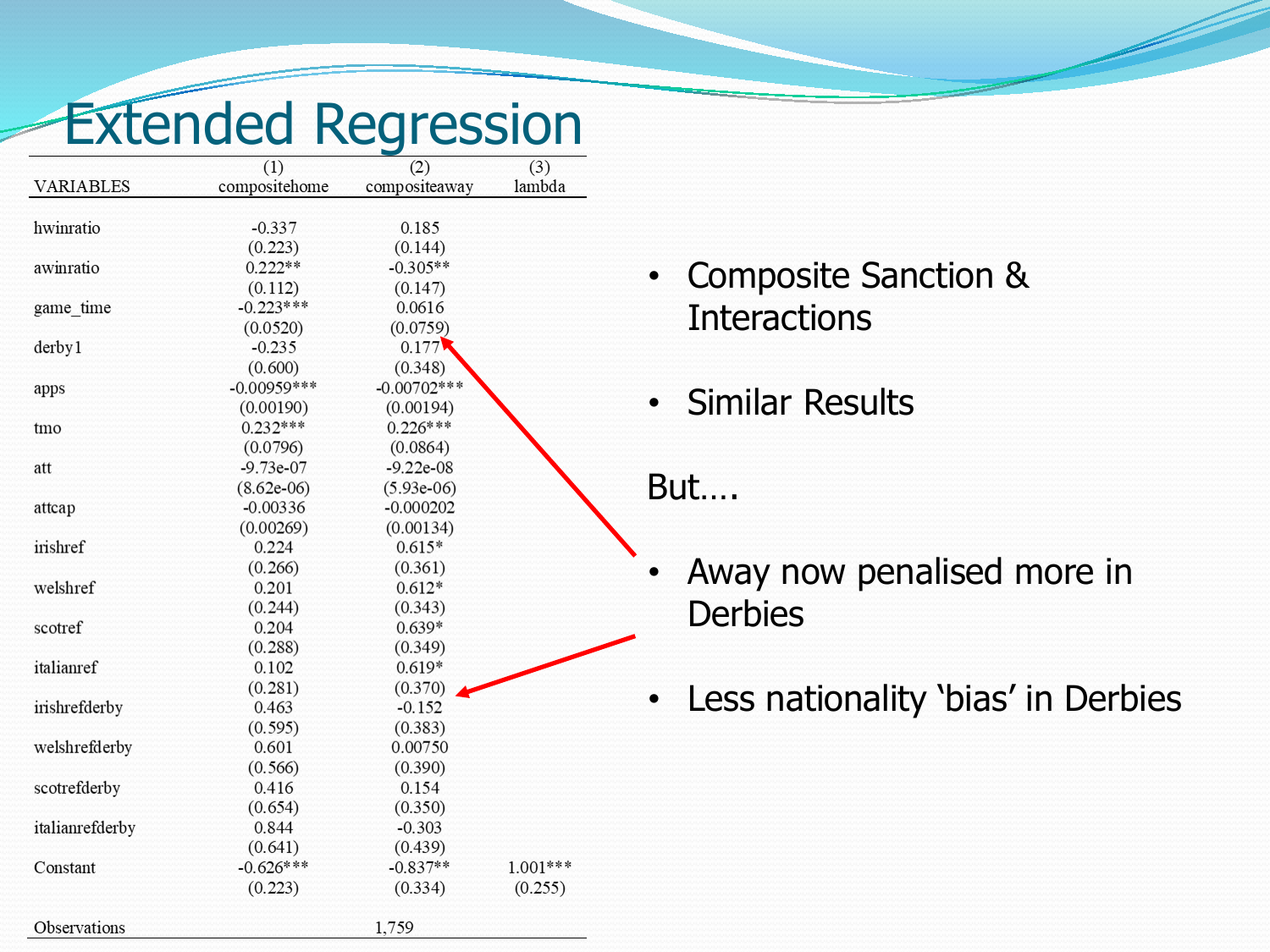# Extended Regression

| VARIABLES | (1) compositehome | (2) compositeaway | (3) lambda |
|---|---|---|---|
| hwinratio | -0.337 | 0.185 | |
| | (0.223) | (0.144) | |
| awinratio | 0.222** | -0.305** | |
| | (0.112) | (0.147) | |
| game_time | -0.223*** | 0.0616 | |
| | (0.0520) | (0.0759) | |
| derby1 | -0.235 | 0.177 | |
| | (0.600) | (0.348) | |
| apps | -0.00959*** | -0.00702*** | |
| | (0.00190) | (0.00194) | |
| tmo | 0.232*** | 0.226*** | |
| | (0.0796) | (0.0864) | |
| att | -9.73e-07 | -9.22e-08 | |
| | (8.62e-06) | (5.93e-06) | |
| attcap | -0.00336 | -0.000202 | |
| | (0.00269) | (0.00134) | |
| irishref | 0.224 | 0.615* | |
| | (0.266) | (0.361) | |
| welshref | 0.201 | 0.612* | |
| | (0.244) | (0.343) | |
| scotref | 0.204 | 0.639* | |
| | (0.288) | (0.349) | |
| italianref | 0.102 | 0.619* | |
| | (0.281) | (0.370) | |
| irishrefderby | 0.463 | -0.152 | |
| | (0.595) | (0.383) | |
| welshrefderby | 0.601 | 0.00750 | |
| | (0.566) | (0.390) | |
| scotrefderby | 0.416 | 0.154 | |
| | (0.654) | (0.350) | |
| italianrefderby | 0.844 | -0.303 | |
| | (0.641) | (0.439) | |
| Constant | -0.626*** | -0.837** | 1.001*** |
| | (0.223) | (0.334) | (0.255) |
| Observations | | 1,759 | |

- Composite Sanction & Interactions
- Similar Results

But….

- Away now penalised more in Derbies
- Less nationality 'bias' in Derbies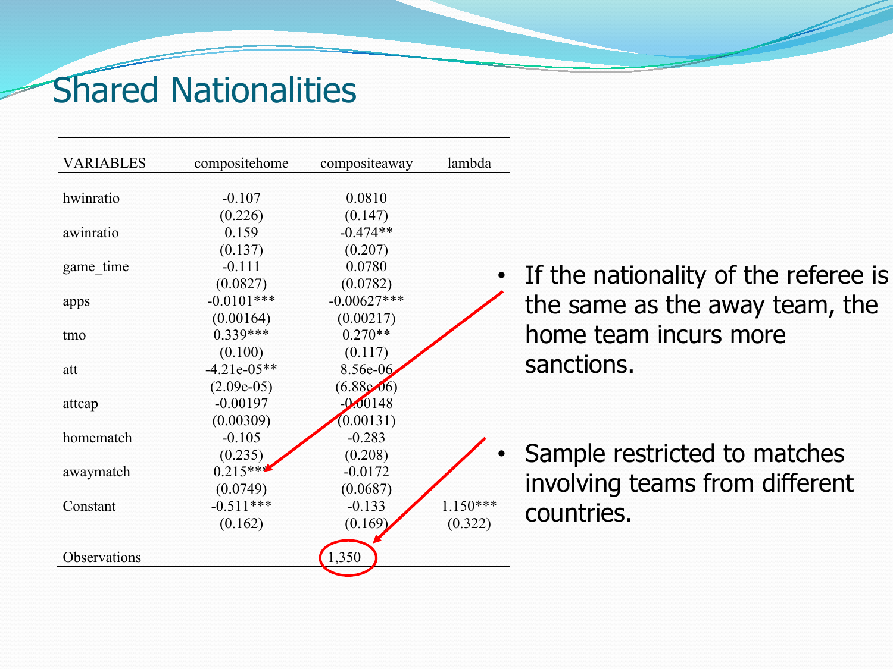# Shared Nationalities

| VARIABLES | compositehome | compositeaway | lambda |
|---|---|---|---|
| hwinratio | -0.107 | 0.0810 | |
| | (0.226) | (0.147) | |
| awinratio | 0.159 | -0.474** | |
| | (0.137) | (0.207) | |
| game_time | -0.111 | 0.0780 | |
| | (0.0827) | (0.0782) | |
| apps | -0.0101*** | -0.00627*** | |
| | (0.00164) | (0.00217) | |
| tmo | 0.339*** | 0.270** | |
| | (0.100) | (0.117) | |
| att | -4.21e-05** | 8.56e-06 | |
| | (2.09e-05) | (6.88e-06) | |
| attcap | -0.00197 | -0.00148 | |
| | (0.00309) | (0.00131) | |
| homematch | -0.105 | -0.283 | |
| | (0.235) | (0.208) | |
| awaymatch | 0.215*** | -0.0172 | |
| | (0.0749) | (0.0687) | |
| Constant | -0.511*** | -0.133 | 1.150*** |
| | (0.162) | (0.169) | (0.322) |
| Observations | | 1,350 | |

- If the nationality of the referee is the same as the away team, the home team incurs more sanctions.
- Sample restricted to matches involving teams from different countries.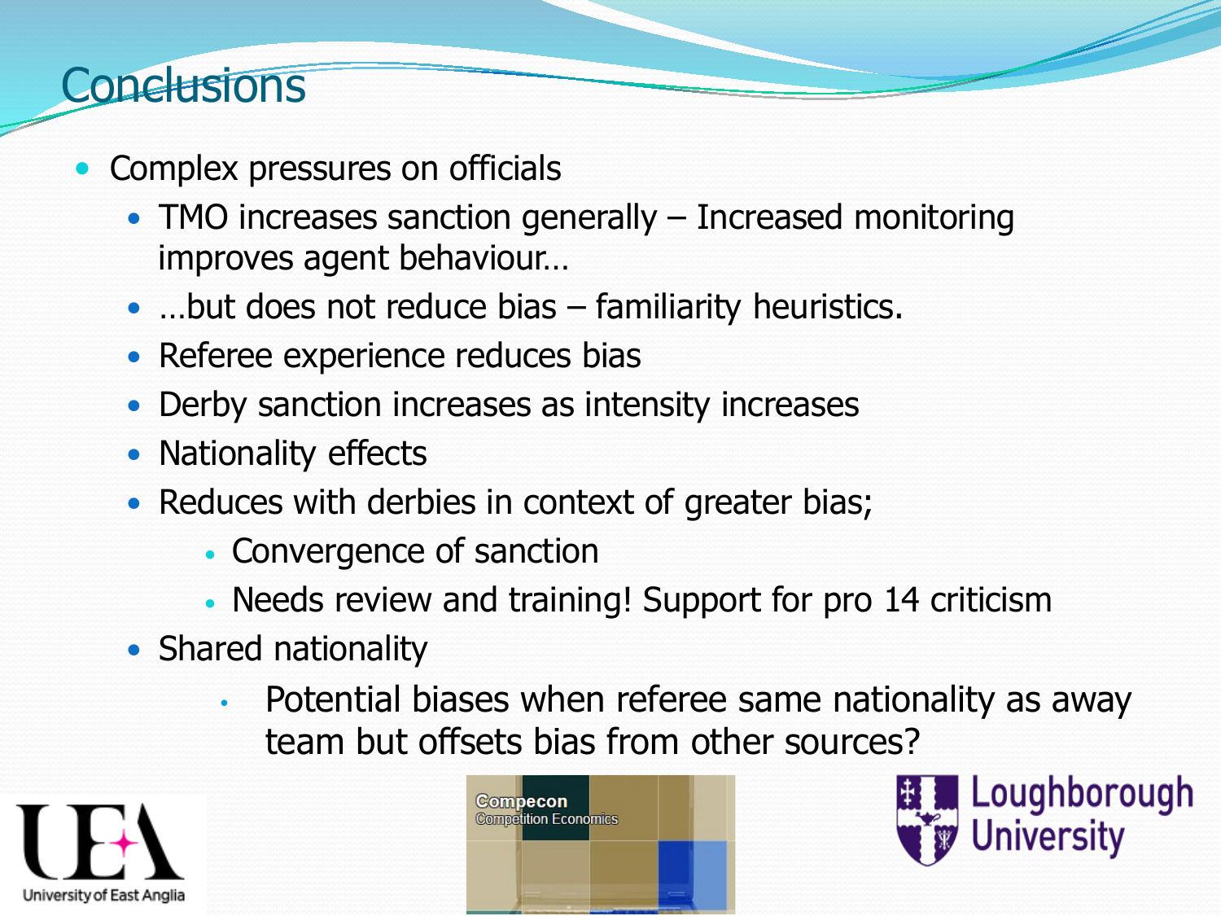# Conclusions

- Complex pressures on officials
  - TMO increases sanction generally – Increased monitoring improves agent behaviour…
  - …but does not reduce bias – familiarity heuristics.
  - Referee experience reduces bias
  - Derby sanction increases as intensity increases
  - Nationality effects
  - Reduces with derbies in context of greater bias;
    - Convergence of sanction
    - Needs review and training! Support for pro 14 criticism
  - Shared nationality
    - Potential biases when referee same nationality as away team but offsets bias from other sources?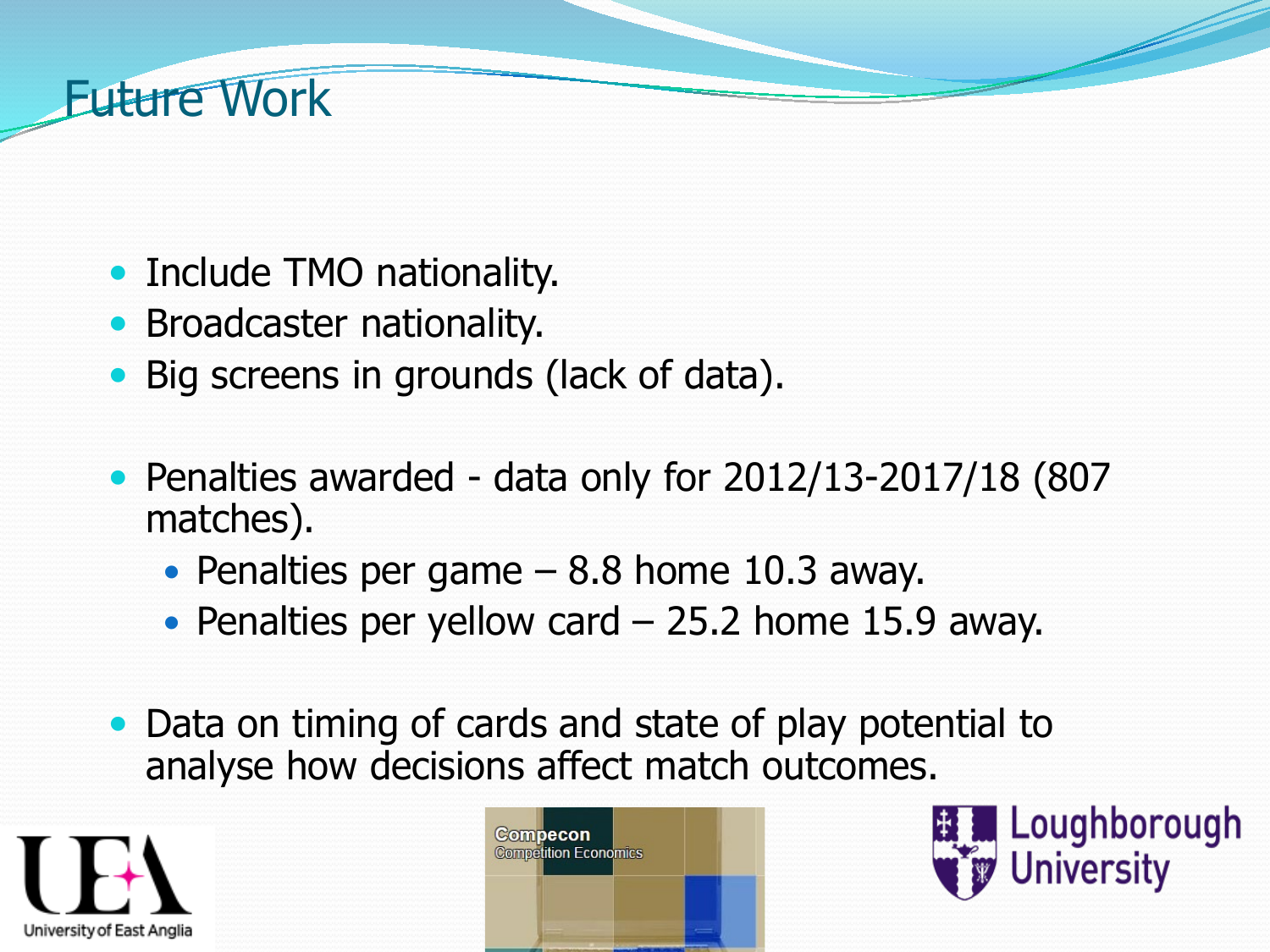# Future Work

- Include TMO nationality.
- Broadcaster nationality.
- Big screens in grounds (lack of data).

- Penalties awarded - data only for 2012/13-2017/18 (807 matches).
  - Penalties per game – 8.8 home 10.3 away.
  - Penalties per yellow card – 25.2 home 15.9 away.

- Data on timing of cards and state of play potential to analyse how decisions affect match outcomes.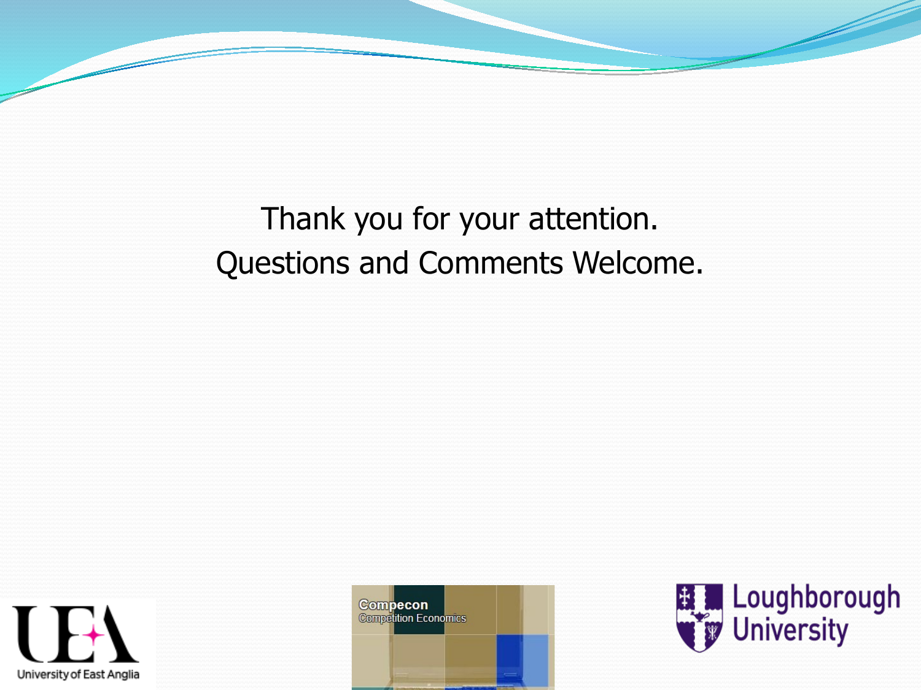Thank you for your attention.
Questions and Comments Welcome.